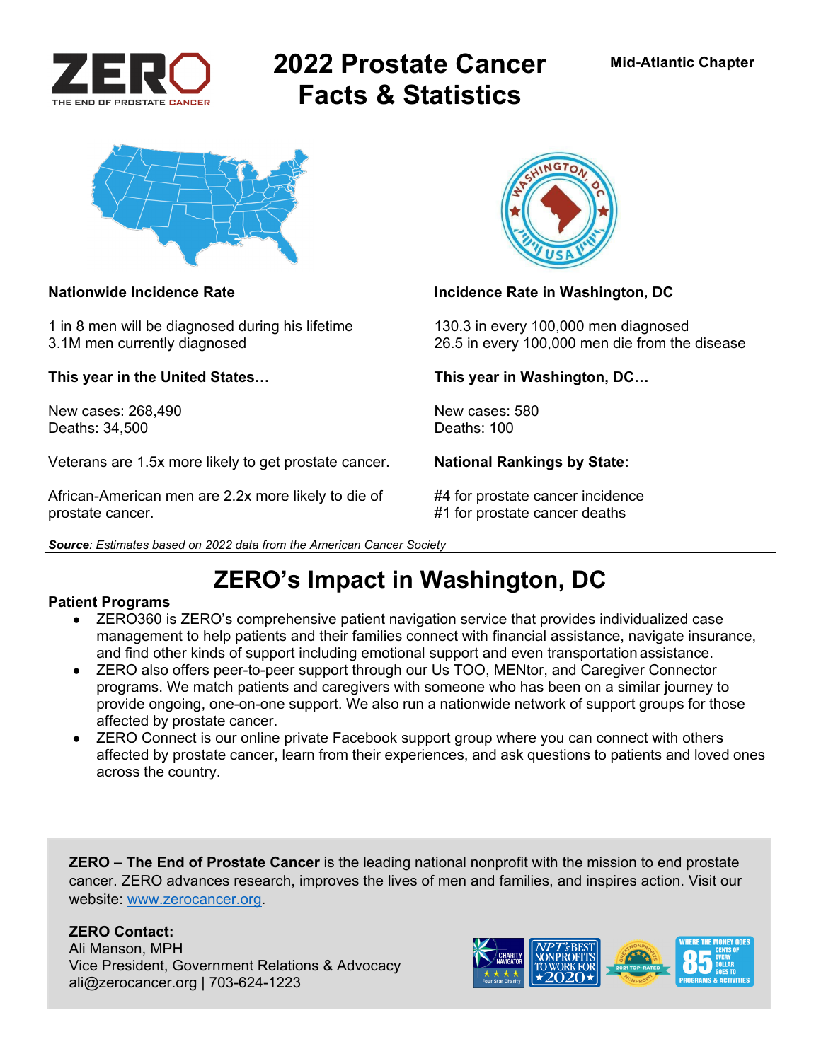ZERO
THE END OF PROSTATE CANCER

# 2022 Prostate Cancer Facts & Statistics

**Mid-Atlantic Chapter**

**Nationwide Incidence Rate**

1 in 8 men will be diagnosed during his lifetime
3.1M men currently diagnosed

**This year in the United States…**

New cases: 268,490
Deaths: 34,500

Veterans are 1.5x more likely to get prostate cancer.

African-American men are 2.2x more likely to die of prostate cancer.

**Incidence Rate in Washington, DC**

130.3 in every 100,000 men diagnosed
26.5 in every 100,000 men die from the disease

**This year in Washington, DC…**

New cases: 580
Deaths: 100

**National Rankings by State:**

#4 for prostate cancer incidence
#1 for prostate cancer deaths

***Source**: Estimates based on 2022 data from the American Cancer Society*

## ZERO's Impact in Washington, DC

**Patient Programs**

- ZERO360 is ZERO's comprehensive patient navigation service that provides individualized case management to help patients and their families connect with financial assistance, navigate insurance, and find other kinds of support including emotional support and even transportation assistance.
- ZERO also offers peer-to-peer support through our Us TOO, MENtor, and Caregiver Connector programs. We match patients and caregivers with someone who has been on a similar journey to provide ongoing, one-on-one support. We also run a nationwide network of support groups for those affected by prostate cancer.
- ZERO Connect is our online private Facebook support group where you can connect with others affected by prostate cancer, learn from their experiences, and ask questions to patients and loved ones across the country.

**ZERO – The End of Prostate Cancer** is the leading national nonprofit with the mission to end prostate cancer. ZERO advances research, improves the lives of men and families, and inspires action. Visit our website: [www.zerocancer.org](http://www.zerocancer.org).

**ZERO Contact:**
Ali Manson, MPH
Vice President, Government Relations & Advocacy
ali@zerocancer.org | 703-624-1223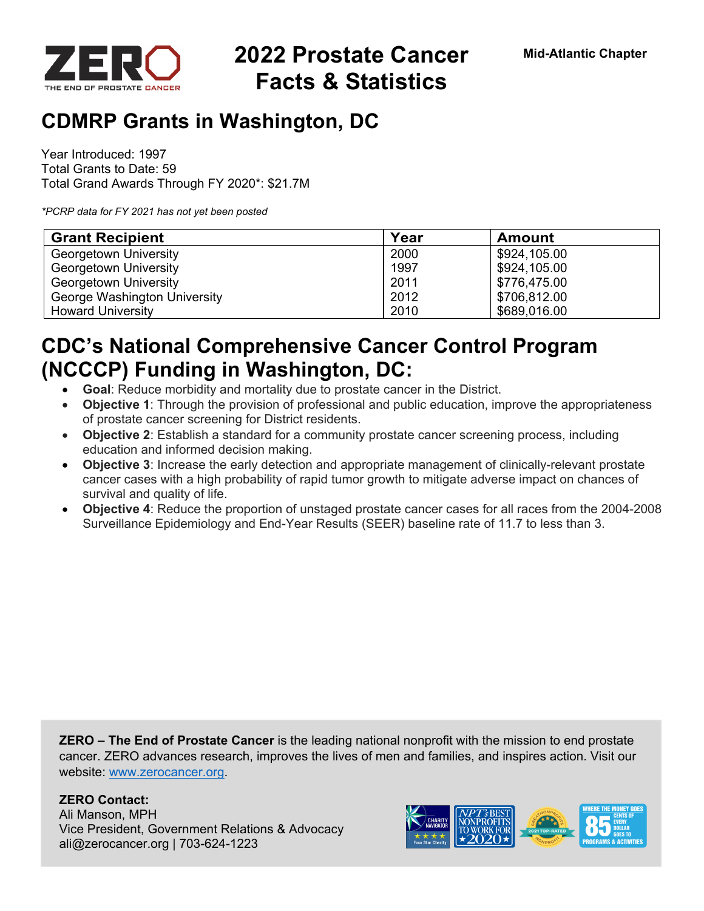# 2022 Prostate Cancer Facts & Statistics

Mid-Atlantic Chapter

## CDMRP Grants in Washington, DC

Year Introduced: 1997
Total Grants to Date: 59
Total Grand Awards Through FY 2020*: $21.7M

*\*PCRP data for FY 2021 has not yet been posted*

| Grant Recipient | Year | Amount |
|---|---|---|
| Georgetown University | 2000 | $924,105.00 |
| Georgetown University | 1997 | $924,105.00 |
| Georgetown University | 2011 | $776,475.00 |
| George Washington University | 2012 | $706,812.00 |
| Howard University | 2010 | $689,016.00 |

## CDC's National Comprehensive Cancer Control Program (NCCCP) Funding in Washington, DC:

- **Goal**: Reduce morbidity and mortality due to prostate cancer in the District.
- **Objective 1**: Through the provision of professional and public education, improve the appropriateness of prostate cancer screening for District residents.
- **Objective 2**: Establish a standard for a community prostate cancer screening process, including education and informed decision making.
- **Objective 3**: Increase the early detection and appropriate management of clinically-relevant prostate cancer cases with a high probability of rapid tumor growth to mitigate adverse impact on chances of survival and quality of life.
- **Objective 4**: Reduce the proportion of unstaged prostate cancer cases for all races from the 2004-2008 Surveillance Epidemiology and End-Year Results (SEER) baseline rate of 11.7 to less than 3.

**ZERO – The End of Prostate Cancer** is the leading national nonprofit with the mission to end prostate cancer. ZERO advances research, improves the lives of men and families, and inspires action. Visit our website: www.zerocancer.org.

**ZERO Contact:**
Ali Manson, MPH
Vice President, Government Relations & Advocacy
ali@zerocancer.org | 703-624-1223